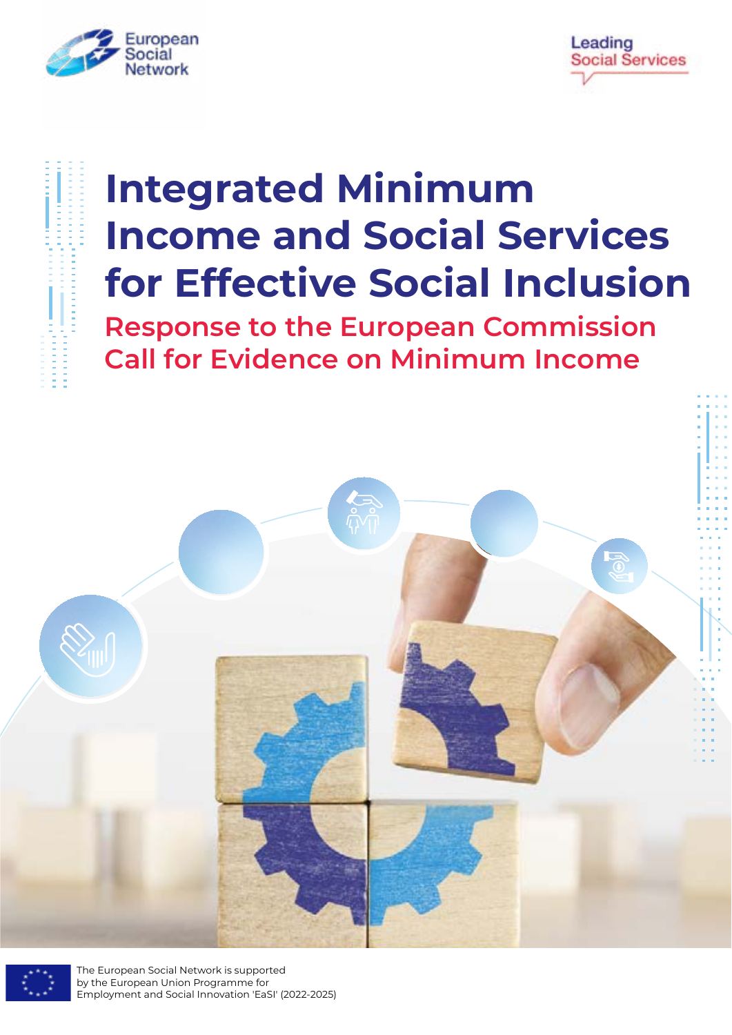European Social Network

Leading Social Services

# Integrated Minimum Income and Social Services for Effective Social Inclusion

## Response to the European Commission Call for Evidence on Minimum Income

The European Social Network is supported by the European Union Programme for Employment and Social Innovation 'EaSI' (2022-2025)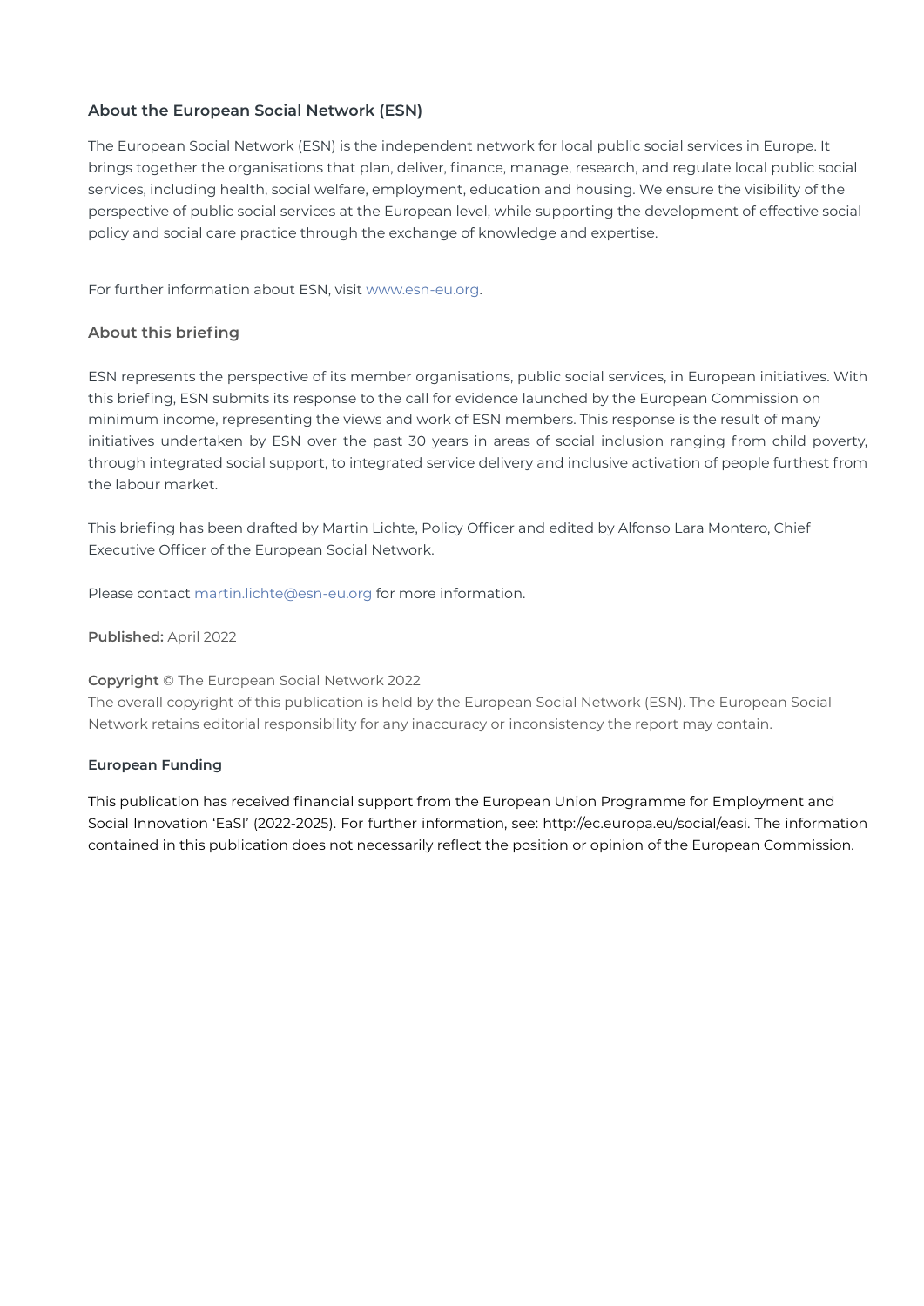## About the European Social Network (ESN)

The European Social Network (ESN) is the independent network for local public social services in Europe. It brings together the organisations that plan, deliver, finance, manage, research, and regulate local public social services, including health, social welfare, employment, education and housing. We ensure the visibility of the perspective of public social services at the European level, while supporting the development of effective social policy and social care practice through the exchange of knowledge and expertise.

For further information about ESN, visit www.esn-eu.org.

## About this briefing

ESN represents the perspective of its member organisations, public social services, in European initiatives. With this briefing, ESN submits its response to the call for evidence launched by the European Commission on minimum income, representing the views and work of ESN members. This response is the result of many initiatives undertaken by ESN over the past 30 years in areas of social inclusion ranging from child poverty, through integrated social support, to integrated service delivery and inclusive activation of people furthest from the labour market.

This briefing has been drafted by Martin Lichte, Policy Officer and edited by Alfonso Lara Montero, Chief Executive Officer of the European Social Network.

Please contact martin.lichte@esn-eu.org for more information.

**Published:** April 2022

**Copyright** © The European Social Network 2022
The overall copyright of this publication is held by the European Social Network (ESN). The European Social Network retains editorial responsibility for any inaccuracy or inconsistency the report may contain.

**European Funding**

This publication has received financial support from the European Union Programme for Employment and Social Innovation 'EaSI' (2022-2025). For further information, see: http://ec.europa.eu/social/easi. The information contained in this publication does not necessarily reflect the position or opinion of the European Commission.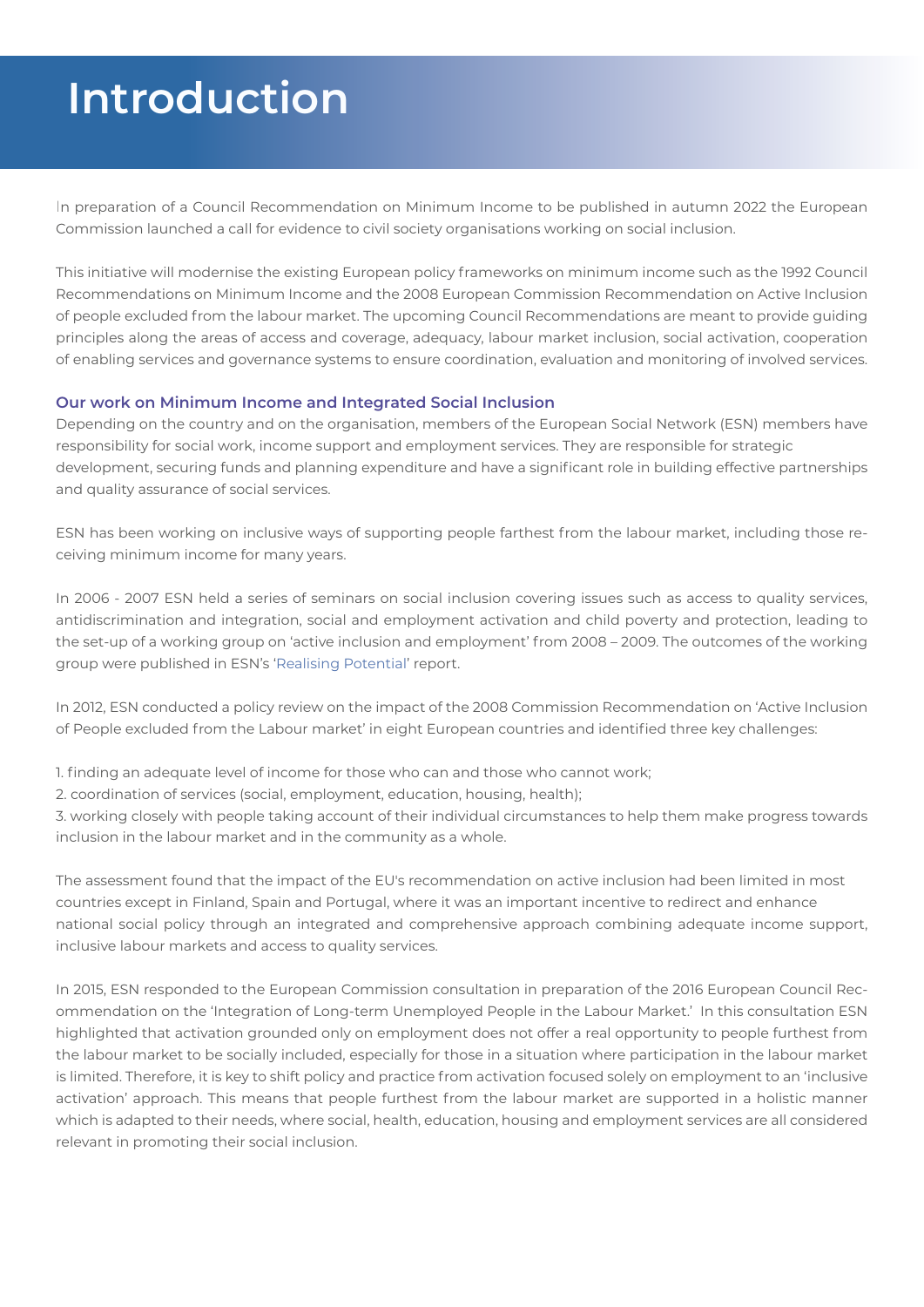# Introduction

In preparation of a Council Recommendation on Minimum Income to be published in autumn 2022 the European Commission launched a call for evidence to civil society organisations working on social inclusion.

This initiative will modernise the existing European policy frameworks on minimum income such as the 1992 Council Recommendations on Minimum Income and the 2008 European Commission Recommendation on Active Inclusion of people excluded from the labour market. The upcoming Council Recommendations are meant to provide guiding principles along the areas of access and coverage, adequacy, labour market inclusion, social activation, cooperation of enabling services and governance systems to ensure coordination, evaluation and monitoring of involved services.

### Our work on Minimum Income and Integrated Social Inclusion

Depending on the country and on the organisation, members of the European Social Network (ESN) members have responsibility for social work, income support and employment services. They are responsible for strategic development, securing funds and planning expenditure and have a significant role in building effective partnerships and quality assurance of social services.

ESN has been working on inclusive ways of supporting people farthest from the labour market, including those receiving minimum income for many years.

In 2006 - 2007 ESN held a series of seminars on social inclusion covering issues such as access to quality services, antidiscrimination and integration, social and employment activation and child poverty and protection, leading to the set-up of a working group on 'active inclusion and employment' from 2008 – 2009. The outcomes of the working group were published in ESN's 'Realising Potential' report.

In 2012, ESN conducted a policy review on the impact of the 2008 Commission Recommendation on 'Active Inclusion of People excluded from the Labour market' in eight European countries and identified three key challenges:

1. finding an adequate level of income for those who can and those who cannot work;
2. coordination of services (social, employment, education, housing, health);
3. working closely with people taking account of their individual circumstances to help them make progress towards inclusion in the labour market and in the community as a whole.

The assessment found that the impact of the EU's recommendation on active inclusion had been limited in most countries except in Finland, Spain and Portugal, where it was an important incentive to redirect and enhance national social policy through an integrated and comprehensive approach combining adequate income support, inclusive labour markets and access to quality services.

In 2015, ESN responded to the European Commission consultation in preparation of the 2016 European Council Recommendation on the 'Integration of Long-term Unemployed People in the Labour Market.' In this consultation ESN highlighted that activation grounded only on employment does not offer a real opportunity to people furthest from the labour market to be socially included, especially for those in a situation where participation in the labour market is limited. Therefore, it is key to shift policy and practice from activation focused solely on employment to an 'inclusive activation' approach. This means that people furthest from the labour market are supported in a holistic manner which is adapted to their needs, where social, health, education, housing and employment services are all considered relevant in promoting their social inclusion.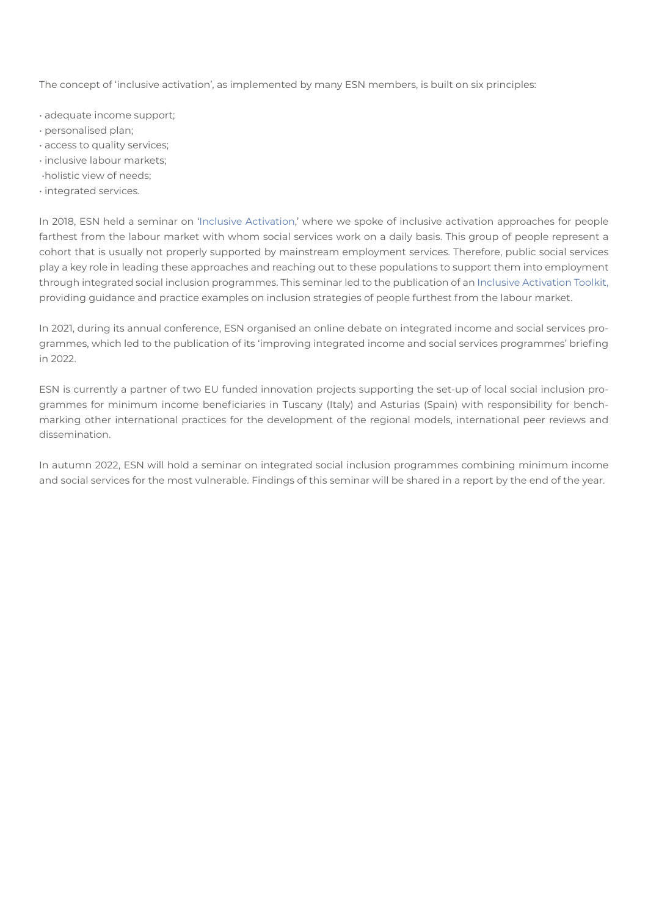The concept of 'inclusive activation', as implemented by many ESN members, is built on six principles:

- adequate income support;
- personalised plan;
- access to quality services;
- inclusive labour markets;
- holistic view of needs;
- integrated services.

In 2018, ESN held a seminar on 'Inclusive Activation,' where we spoke of inclusive activation approaches for people farthest from the labour market with whom social services work on a daily basis. This group of people represent a cohort that is usually not properly supported by mainstream employment services. Therefore, public social services play a key role in leading these approaches and reaching out to these populations to support them into employment through integrated social inclusion programmes. This seminar led to the publication of an Inclusive Activation Toolkit, providing guidance and practice examples on inclusion strategies of people furthest from the labour market.

In 2021, during its annual conference, ESN organised an online debate on integrated income and social services programmes, which led to the publication of its 'improving integrated income and social services programmes' briefing in 2022.

ESN is currently a partner of two EU funded innovation projects supporting the set-up of local social inclusion programmes for minimum income beneficiaries in Tuscany (Italy) and Asturias (Spain) with responsibility for benchmarking other international practices for the development of the regional models, international peer reviews and dissemination.

In autumn 2022, ESN will hold a seminar on integrated social inclusion programmes combining minimum income and social services for the most vulnerable. Findings of this seminar will be shared in a report by the end of the year.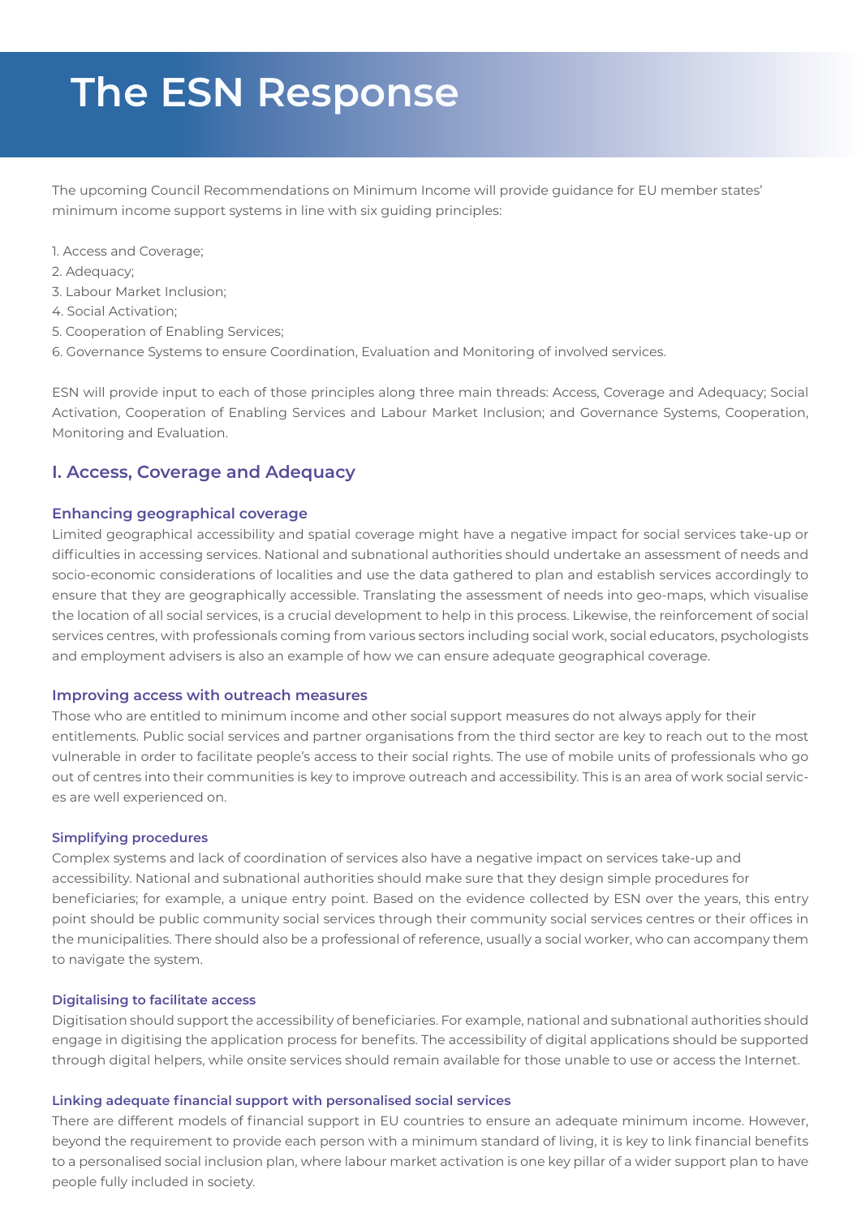# The ESN Response

The upcoming Council Recommendations on Minimum Income will provide guidance for EU member states' minimum income support systems in line with six guiding principles:

1. Access and Coverage;
2. Adequacy;
3. Labour Market Inclusion;
4. Social Activation;
5. Cooperation of Enabling Services;
6. Governance Systems to ensure Coordination, Evaluation and Monitoring of involved services.

ESN will provide input to each of those principles along three main threads: Access, Coverage and Adequacy; Social Activation, Cooperation of Enabling Services and Labour Market Inclusion; and Governance Systems, Cooperation, Monitoring and Evaluation.

## I. Access, Coverage and Adequacy

### Enhancing geographical coverage

Limited geographical accessibility and spatial coverage might have a negative impact for social services take-up or difficulties in accessing services. National and subnational authorities should undertake an assessment of needs and socio-economic considerations of localities and use the data gathered to plan and establish services accordingly to ensure that they are geographically accessible. Translating the assessment of needs into geo-maps, which visualise the location of all social services, is a crucial development to help in this process. Likewise, the reinforcement of social services centres, with professionals coming from various sectors including social work, social educators, psychologists and employment advisers is also an example of how we can ensure adequate geographical coverage.

### Improving access with outreach measures

Those who are entitled to minimum income and other social support measures do not always apply for their entitlements. Public social services and partner organisations from the third sector are key to reach out to the most vulnerable in order to facilitate people's access to their social rights. The use of mobile units of professionals who go out of centres into their communities is key to improve outreach and accessibility. This is an area of work social services are well experienced on.

#### Simplifying procedures

Complex systems and lack of coordination of services also have a negative impact on services take-up and accessibility. National and subnational authorities should make sure that they design simple procedures for beneficiaries; for example, a unique entry point. Based on the evidence collected by ESN over the years, this entry point should be public community social services through their community social services centres or their offices in the municipalities. There should also be a professional of reference, usually a social worker, who can accompany them to navigate the system.

#### Digitalising to facilitate access

Digitisation should support the accessibility of beneficiaries. For example, national and subnational authorities should engage in digitising the application process for benefits. The accessibility of digital applications should be supported through digital helpers, while onsite services should remain available for those unable to use or access the Internet.

#### Linking adequate financial support with personalised social services

There are different models of financial support in EU countries to ensure an adequate minimum income. However, beyond the requirement to provide each person with a minimum standard of living, it is key to link financial benefits to a personalised social inclusion plan, where labour market activation is one key pillar of a wider support plan to have people fully included in society.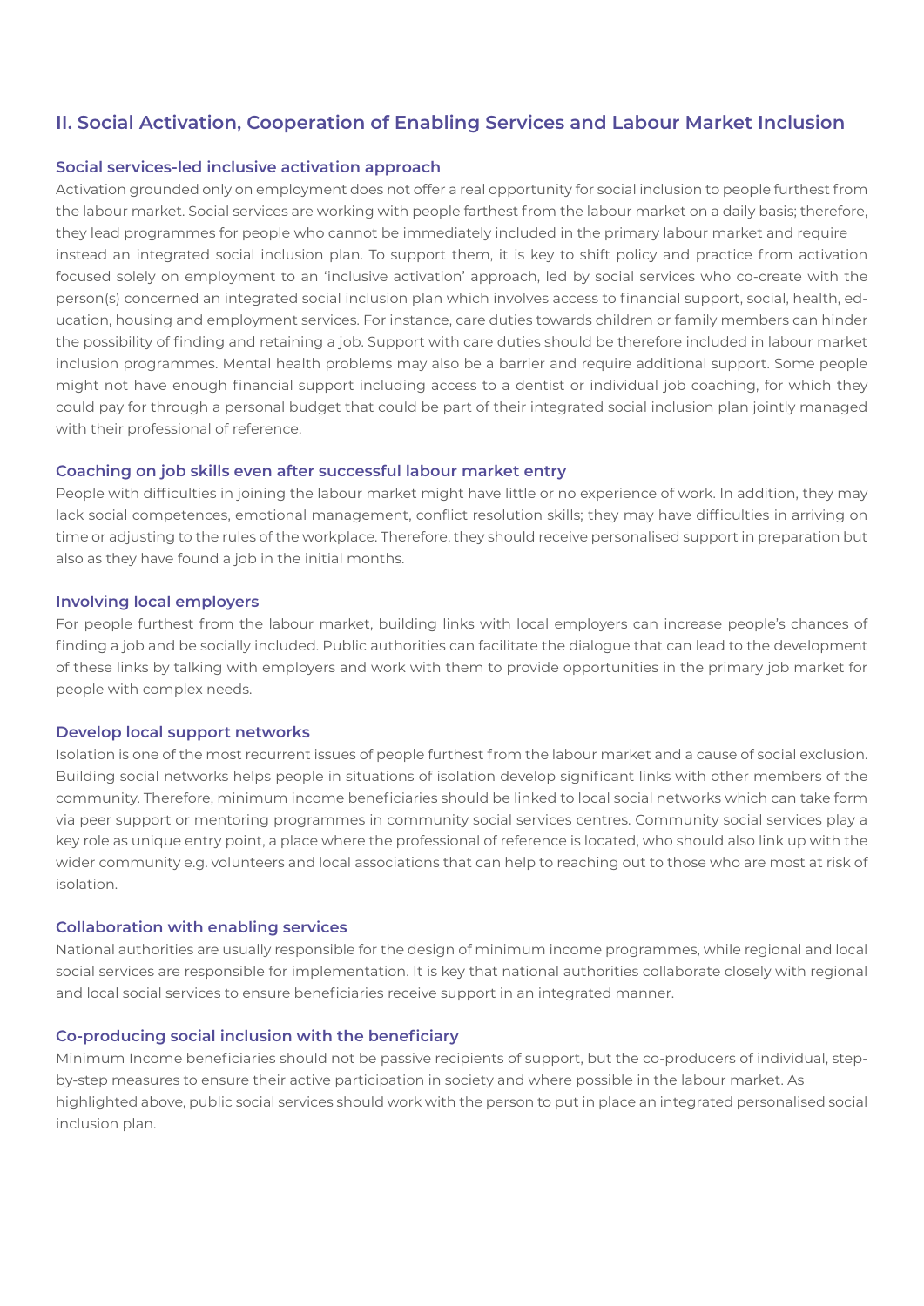## II. Social Activation, Cooperation of Enabling Services and Labour Market Inclusion

### Social services-led inclusive activation approach

Activation grounded only on employment does not offer a real opportunity for social inclusion to people furthest from the labour market. Social services are working with people farthest from the labour market on a daily basis; therefore, they lead programmes for people who cannot be immediately included in the primary labour market and require instead an integrated social inclusion plan. To support them, it is key to shift policy and practice from activation focused solely on employment to an 'inclusive activation' approach, led by social services who co-create with the person(s) concerned an integrated social inclusion plan which involves access to financial support, social, health, education, housing and employment services. For instance, care duties towards children or family members can hinder the possibility of finding and retaining a job. Support with care duties should be therefore included in labour market inclusion programmes. Mental health problems may also be a barrier and require additional support. Some people might not have enough financial support including access to a dentist or individual job coaching, for which they could pay for through a personal budget that could be part of their integrated social inclusion plan jointly managed with their professional of reference.

### Coaching on job skills even after successful labour market entry

People with difficulties in joining the labour market might have little or no experience of work. In addition, they may lack social competences, emotional management, conflict resolution skills; they may have difficulties in arriving on time or adjusting to the rules of the workplace. Therefore, they should receive personalised support in preparation but also as they have found a job in the initial months.

### Involving local employers

For people furthest from the labour market, building links with local employers can increase people's chances of finding a job and be socially included. Public authorities can facilitate the dialogue that can lead to the development of these links by talking with employers and work with them to provide opportunities in the primary job market for people with complex needs.

### Develop local support networks

Isolation is one of the most recurrent issues of people furthest from the labour market and a cause of social exclusion. Building social networks helps people in situations of isolation develop significant links with other members of the community. Therefore, minimum income beneficiaries should be linked to local social networks which can take form via peer support or mentoring programmes in community social services centres. Community social services play a key role as unique entry point, a place where the professional of reference is located, who should also link up with the wider community e.g. volunteers and local associations that can help to reaching out to those who are most at risk of isolation.

### Collaboration with enabling services

National authorities are usually responsible for the design of minimum income programmes, while regional and local social services are responsible for implementation. It is key that national authorities collaborate closely with regional and local social services to ensure beneficiaries receive support in an integrated manner.

### Co-producing social inclusion with the beneficiary

Minimum Income beneficiaries should not be passive recipients of support, but the co-producers of individual, step-by-step measures to ensure their active participation in society and where possible in the labour market. As highlighted above, public social services should work with the person to put in place an integrated personalised social inclusion plan.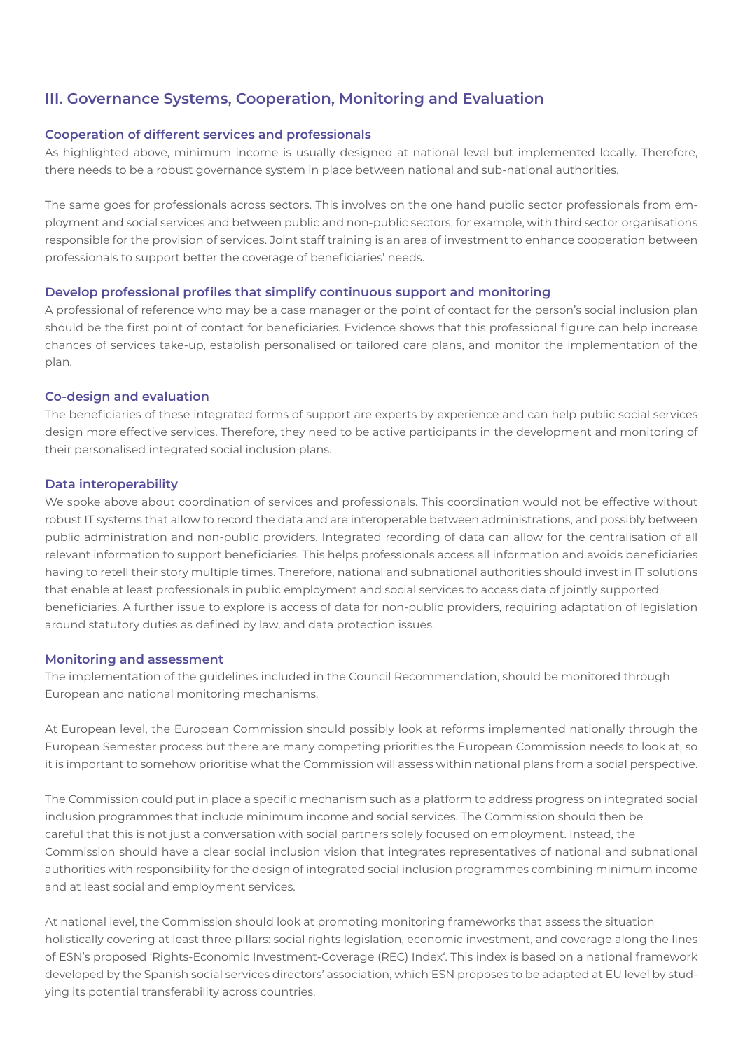## III. Governance Systems, Cooperation, Monitoring and Evaluation

### Cooperation of different services and professionals

As highlighted above, minimum income is usually designed at national level but implemented locally. Therefore, there needs to be a robust governance system in place between national and sub-national authorities.

The same goes for professionals across sectors. This involves on the one hand public sector professionals from employment and social services and between public and non-public sectors; for example, with third sector organisations responsible for the provision of services. Joint staff training is an area of investment to enhance cooperation between professionals to support better the coverage of beneficiaries' needs.

### Develop professional profiles that simplify continuous support and monitoring

A professional of reference who may be a case manager or the point of contact for the person's social inclusion plan should be the first point of contact for beneficiaries. Evidence shows that this professional figure can help increase chances of services take-up, establish personalised or tailored care plans, and monitor the implementation of the plan.

### Co-design and evaluation

The beneficiaries of these integrated forms of support are experts by experience and can help public social services design more effective services. Therefore, they need to be active participants in the development and monitoring of their personalised integrated social inclusion plans.

### Data interoperability

We spoke above about coordination of services and professionals. This coordination would not be effective without robust IT systems that allow to record the data and are interoperable between administrations, and possibly between public administration and non-public providers. Integrated recording of data can allow for the centralisation of all relevant information to support beneficiaries. This helps professionals access all information and avoids beneficiaries having to retell their story multiple times. Therefore, national and subnational authorities should invest in IT solutions that enable at least professionals in public employment and social services to access data of jointly supported beneficiaries. A further issue to explore is access of data for non-public providers, requiring adaptation of legislation around statutory duties as defined by law, and data protection issues.

### Monitoring and assessment

The implementation of the guidelines included in the Council Recommendation, should be monitored through European and national monitoring mechanisms.

At European level, the European Commission should possibly look at reforms implemented nationally through the European Semester process but there are many competing priorities the European Commission needs to look at, so it is important to somehow prioritise what the Commission will assess within national plans from a social perspective.

The Commission could put in place a specific mechanism such as a platform to address progress on integrated social inclusion programmes that include minimum income and social services. The Commission should then be careful that this is not just a conversation with social partners solely focused on employment. Instead, the Commission should have a clear social inclusion vision that integrates representatives of national and subnational authorities with responsibility for the design of integrated social inclusion programmes combining minimum income and at least social and employment services.

At national level, the Commission should look at promoting monitoring frameworks that assess the situation holistically covering at least three pillars: social rights legislation, economic investment, and coverage along the lines of ESN's proposed 'Rights-Economic Investment-Coverage (REC) Index'. This index is based on a national framework developed by the Spanish social services directors' association, which ESN proposes to be adapted at EU level by studying its potential transferability across countries.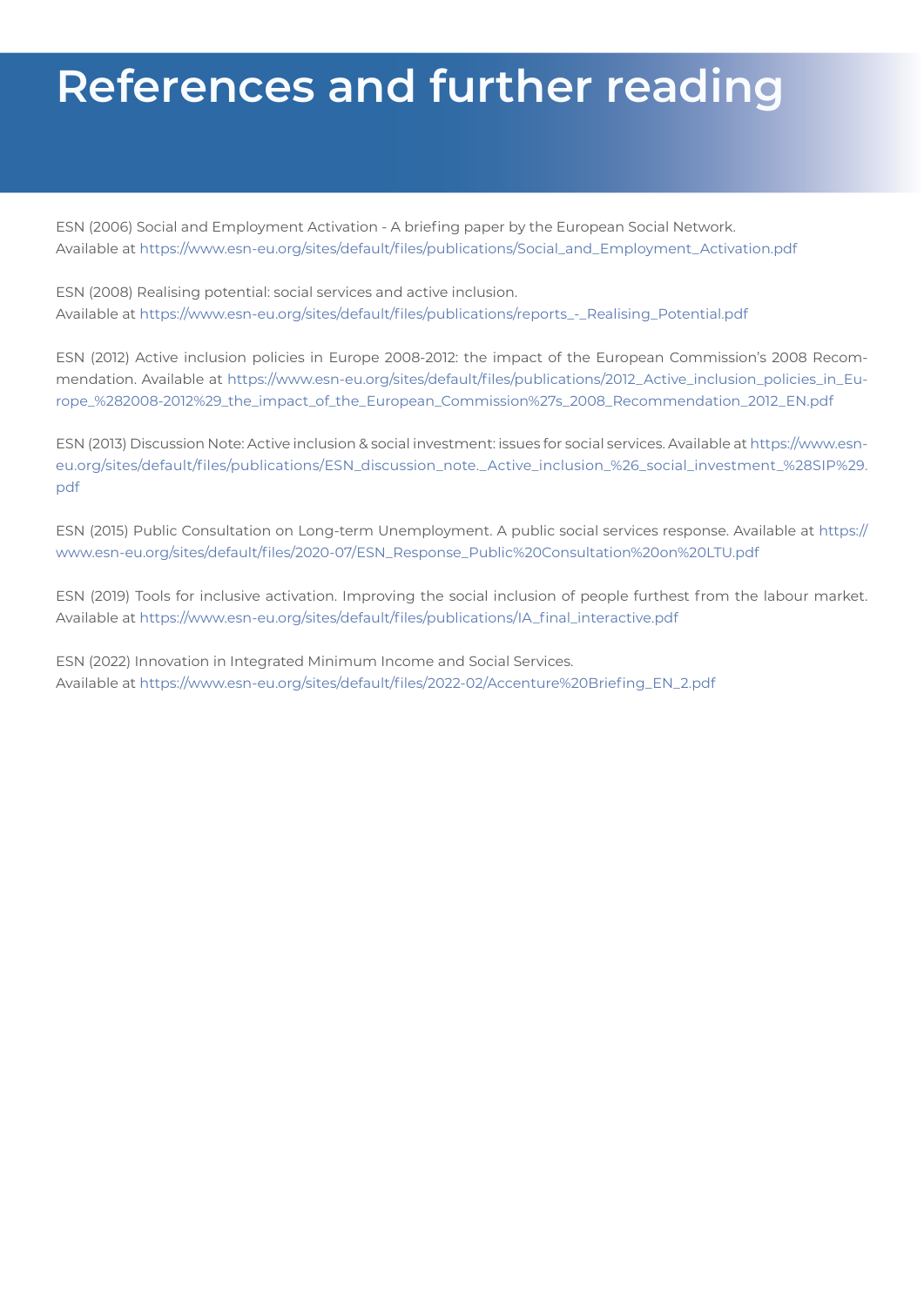# References and further reading

ESN (2006) Social and Employment Activation - A briefing paper by the European Social Network. Available at https://www.esn-eu.org/sites/default/files/publications/Social_and_Employment_Activation.pdf

ESN (2008) Realising potential: social services and active inclusion. Available at https://www.esn-eu.org/sites/default/files/publications/reports_-_Realising_Potential.pdf

ESN (2012) Active inclusion policies in Europe 2008-2012: the impact of the European Commission's 2008 Recommendation. Available at https://www.esn-eu.org/sites/default/files/publications/2012_Active_inclusion_policies_in_Europe_%282008-2012%29_the_impact_of_the_European_Commission%27s_2008_Recommendation_2012_EN.pdf

ESN (2013) Discussion Note: Active inclusion & social investment: issues for social services. Available at https://www.esn-eu.org/sites/default/files/publications/ESN_discussion_note._Active_inclusion_%26_social_investment_%28SIP%29.pdf

ESN (2015) Public Consultation on Long-term Unemployment. A public social services response. Available at https://www.esn-eu.org/sites/default/files/2020-07/ESN_Response_Public%20Consultation%20on%20LTU.pdf

ESN (2019) Tools for inclusive activation. Improving the social inclusion of people furthest from the labour market. Available at https://www.esn-eu.org/sites/default/files/publications/IA_final_interactive.pdf

ESN (2022) Innovation in Integrated Minimum Income and Social Services. Available at https://www.esn-eu.org/sites/default/files/2022-02/Accenture%20Briefing_EN_2.pdf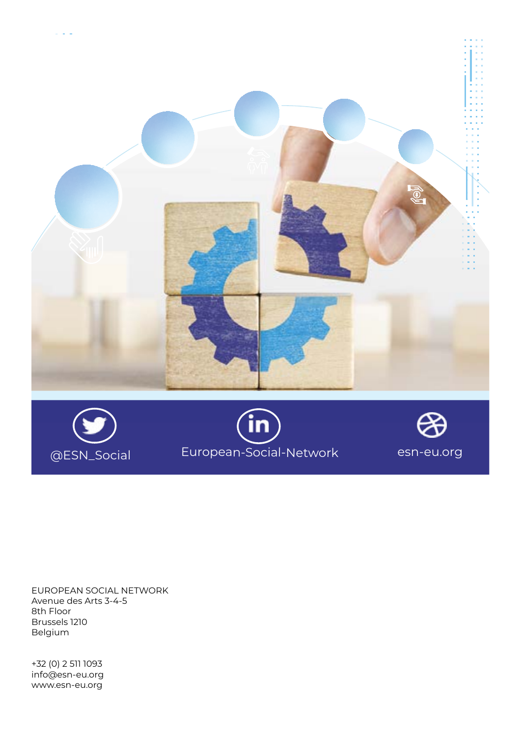@ESN_Social

European-Social-Network

esn-eu.org

EUROPEAN SOCIAL NETWORK
Avenue des Arts 3-4-5
8th Floor
Brussels 1210
Belgium

+32 (0) 2 511 1093
info@esn-eu.org
www.esn-eu.org